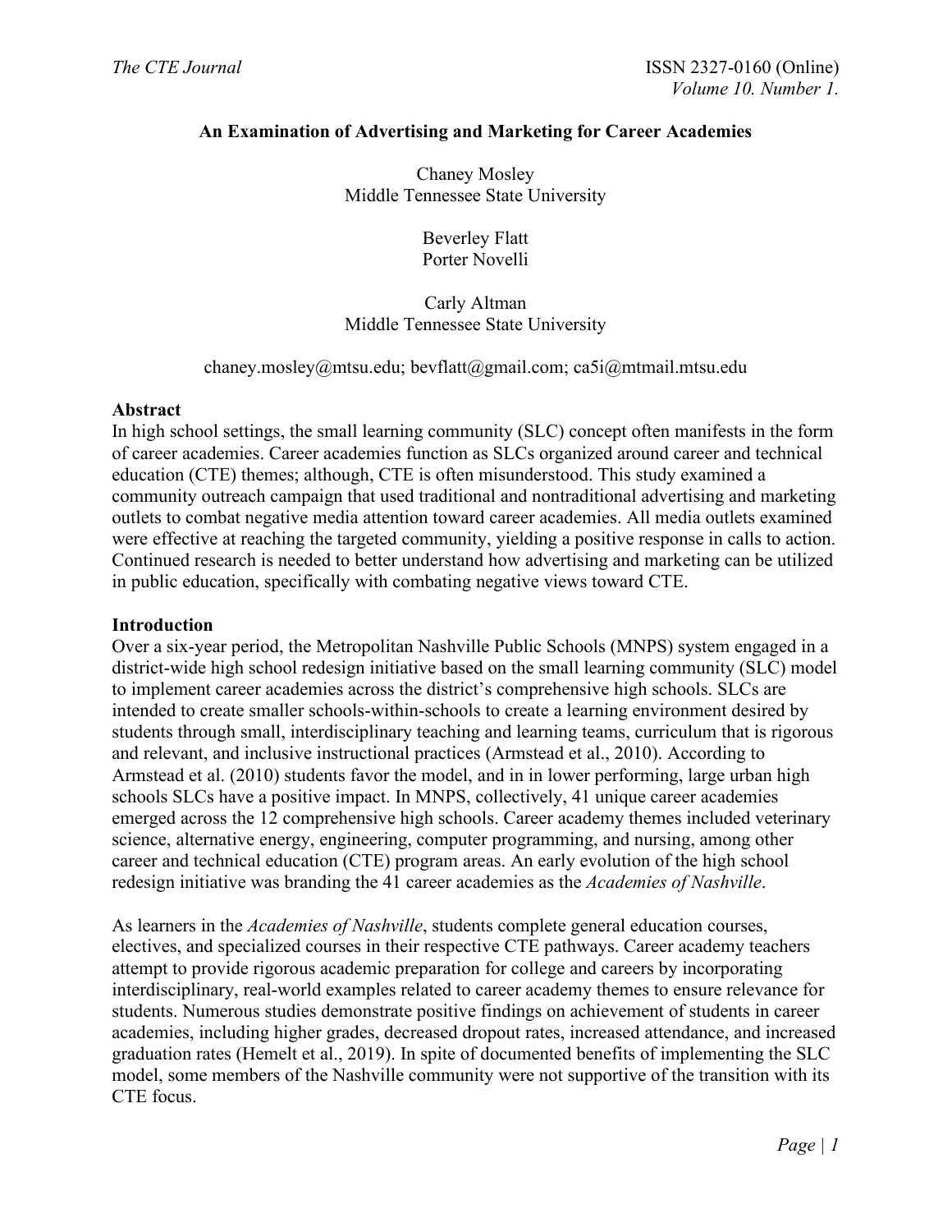# An Examination of Advertising and Marketing for Career Academies

Chaney Mosley
Middle Tennessee State University

Beverley Flatt
Porter Novelli

Carly Altman
Middle Tennessee State University

chaney.mosley@mtsu.edu; bevflatt@gmail.com; ca5i@mtmail.mtsu.edu

## Abstract

In high school settings, the small learning community (SLC) concept often manifests in the form of career academies. Career academies function as SLCs organized around career and technical education (CTE) themes; although, CTE is often misunderstood. This study examined a community outreach campaign that used traditional and nontraditional advertising and marketing outlets to combat negative media attention toward career academies. All media outlets examined were effective at reaching the targeted community, yielding a positive response in calls to action. Continued research is needed to better understand how advertising and marketing can be utilized in public education, specifically with combating negative views toward CTE.

## Introduction

Over a six-year period, the Metropolitan Nashville Public Schools (MNPS) system engaged in a district-wide high school redesign initiative based on the small learning community (SLC) model to implement career academies across the district's comprehensive high schools. SLCs are intended to create smaller schools-within-schools to create a learning environment desired by students through small, interdisciplinary teaching and learning teams, curriculum that is rigorous and relevant, and inclusive instructional practices (Armstead et al., 2010). According to Armstead et al. (2010) students favor the model, and in in lower performing, large urban high schools SLCs have a positive impact. In MNPS, collectively, 41 unique career academies emerged across the 12 comprehensive high schools. Career academy themes included veterinary science, alternative energy, engineering, computer programming, and nursing, among other career and technical education (CTE) program areas. An early evolution of the high school redesign initiative was branding the 41 career academies as the *Academies of Nashville*.

As learners in the *Academies of Nashville*, students complete general education courses, electives, and specialized courses in their respective CTE pathways. Career academy teachers attempt to provide rigorous academic preparation for college and careers by incorporating interdisciplinary, real-world examples related to career academy themes to ensure relevance for students. Numerous studies demonstrate positive findings on achievement of students in career academies, including higher grades, decreased dropout rates, increased attendance, and increased graduation rates (Hemelt et al., 2019). In spite of documented benefits of implementing the SLC model, some members of the Nashville community were not supportive of the transition with its CTE focus.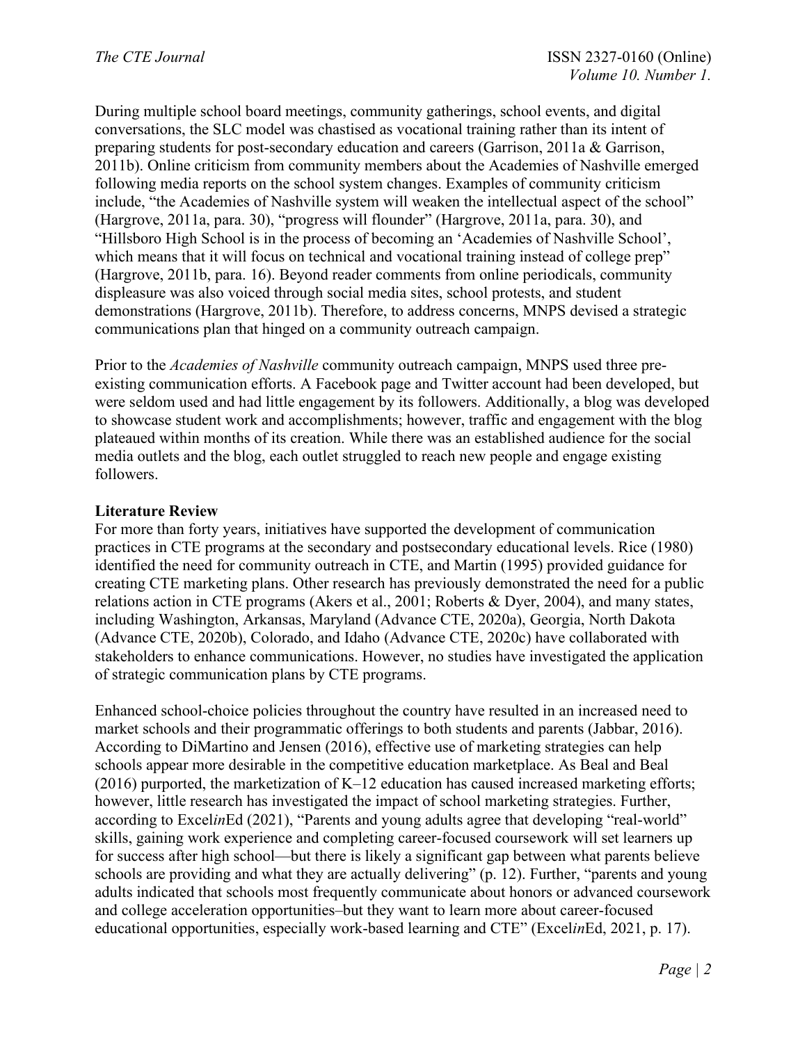During multiple school board meetings, community gatherings, school events, and digital conversations, the SLC model was chastised as vocational training rather than its intent of preparing students for post-secondary education and careers (Garrison, 2011a & Garrison, 2011b). Online criticism from community members about the Academies of Nashville emerged following media reports on the school system changes. Examples of community criticism include, "the Academies of Nashville system will weaken the intellectual aspect of the school" (Hargrove, 2011a, para. 30), "progress will flounder" (Hargrove, 2011a, para. 30), and "Hillsboro High School is in the process of becoming an 'Academies of Nashville School', which means that it will focus on technical and vocational training instead of college prep" (Hargrove, 2011b, para. 16). Beyond reader comments from online periodicals, community displeasure was also voiced through social media sites, school protests, and student demonstrations (Hargrove, 2011b). Therefore, to address concerns, MNPS devised a strategic communications plan that hinged on a community outreach campaign.

Prior to the *Academies of Nashville* community outreach campaign, MNPS used three pre-existing communication efforts. A Facebook page and Twitter account had been developed, but were seldom used and had little engagement by its followers. Additionally, a blog was developed to showcase student work and accomplishments; however, traffic and engagement with the blog plateaued within months of its creation. While there was an established audience for the social media outlets and the blog, each outlet struggled to reach new people and engage existing followers.

## Literature Review

For more than forty years, initiatives have supported the development of communication practices in CTE programs at the secondary and postsecondary educational levels. Rice (1980) identified the need for community outreach in CTE, and Martin (1995) provided guidance for creating CTE marketing plans. Other research has previously demonstrated the need for a public relations action in CTE programs (Akers et al., 2001; Roberts & Dyer, 2004), and many states, including Washington, Arkansas, Maryland (Advance CTE, 2020a), Georgia, North Dakota (Advance CTE, 2020b), Colorado, and Idaho (Advance CTE, 2020c) have collaborated with stakeholders to enhance communications. However, no studies have investigated the application of strategic communication plans by CTE programs.

Enhanced school-choice policies throughout the country have resulted in an increased need to market schools and their programmatic offerings to both students and parents (Jabbar, 2016). According to DiMartino and Jensen (2016), effective use of marketing strategies can help schools appear more desirable in the competitive education marketplace. As Beal and Beal (2016) purported, the marketization of K–12 education has caused increased marketing efforts; however, little research has investigated the impact of school marketing strategies. Further, according to Excel*in*Ed (2021), "Parents and young adults agree that developing "real-world" skills, gaining work experience and completing career-focused coursework will set learners up for success after high school—but there is likely a significant gap between what parents believe schools are providing and what they are actually delivering" (p. 12). Further, "parents and young adults indicated that schools most frequently communicate about honors or advanced coursework and college acceleration opportunities–but they want to learn more about career-focused educational opportunities, especially work-based learning and CTE" (Excel*in*Ed, 2021, p. 17).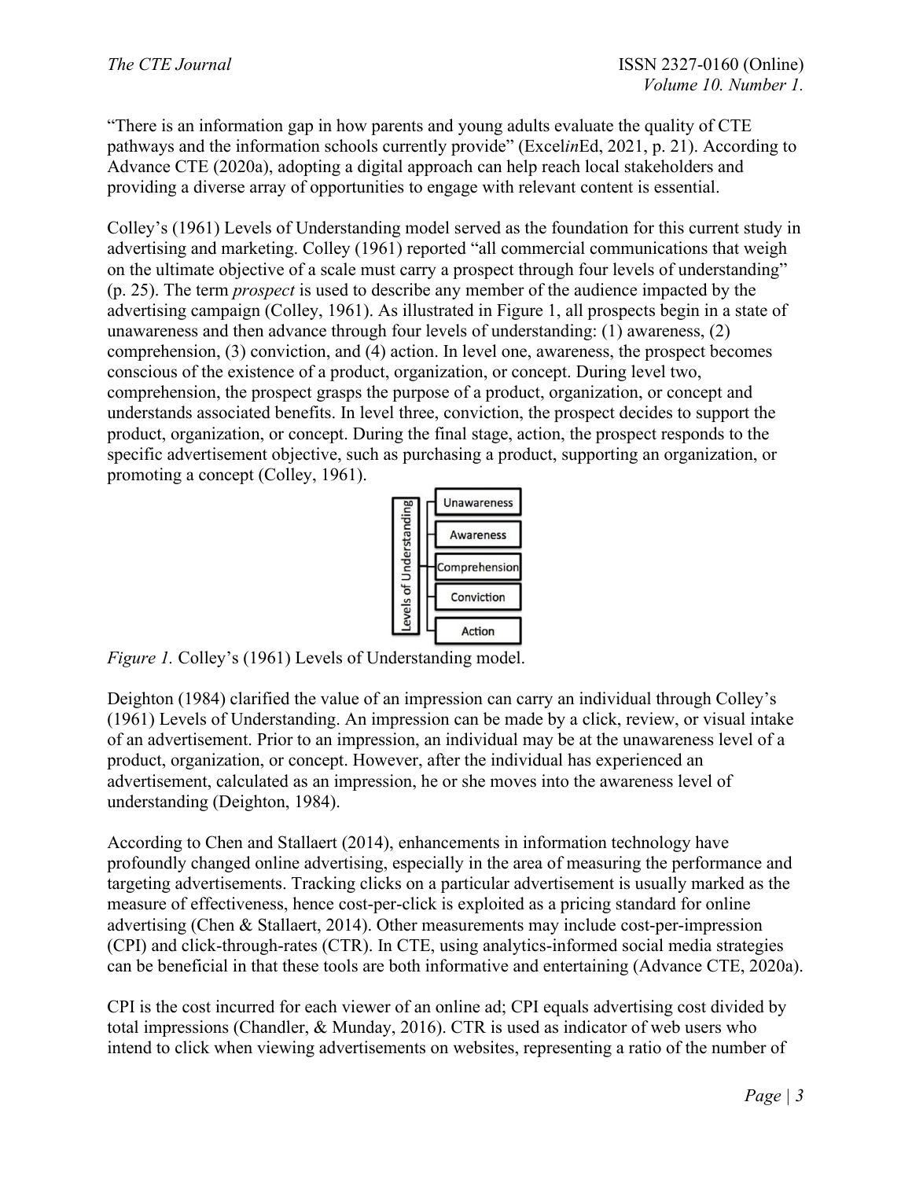"There is an information gap in how parents and young adults evaluate the quality of CTE pathways and the information schools currently provide" (Excel*in*Ed, 2021, p. 21). According to Advance CTE (2020a), adopting a digital approach can help reach local stakeholders and providing a diverse array of opportunities to engage with relevant content is essential.

Colley's (1961) Levels of Understanding model served as the foundation for this current study in advertising and marketing. Colley (1961) reported "all commercial communications that weigh on the ultimate objective of a scale must carry a prospect through four levels of understanding" (p. 25). The term *prospect* is used to describe any member of the audience impacted by the advertising campaign (Colley, 1961). As illustrated in Figure 1, all prospects begin in a state of unawareness and then advance through four levels of understanding: (1) awareness, (2) comprehension, (3) conviction, and (4) action. In level one, awareness, the prospect becomes conscious of the existence of a product, organization, or concept. During level two, comprehension, the prospect grasps the purpose of a product, organization, or concept and understands associated benefits. In level three, conviction, the prospect decides to support the product, organization, or concept. During the final stage, action, the prospect responds to the specific advertisement objective, such as purchasing a product, supporting an organization, or promoting a concept (Colley, 1961).

*Figure 1.* Colley's (1961) Levels of Understanding model.

Deighton (1984) clarified the value of an impression can carry an individual through Colley's (1961) Levels of Understanding. An impression can be made by a click, review, or visual intake of an advertisement. Prior to an impression, an individual may be at the unawareness level of a product, organization, or concept. However, after the individual has experienced an advertisement, calculated as an impression, he or she moves into the awareness level of understanding (Deighton, 1984).

According to Chen and Stallaert (2014), enhancements in information technology have profoundly changed online advertising, especially in the area of measuring the performance and targeting advertisements. Tracking clicks on a particular advertisement is usually marked as the measure of effectiveness, hence cost-per-click is exploited as a pricing standard for online advertising (Chen & Stallaert, 2014). Other measurements may include cost-per-impression (CPI) and click-through-rates (CTR). In CTE, using analytics-informed social media strategies can be beneficial in that these tools are both informative and entertaining (Advance CTE, 2020a).

CPI is the cost incurred for each viewer of an online ad; CPI equals advertising cost divided by total impressions (Chandler, & Munday, 2016). CTR is used as indicator of web users who intend to click when viewing advertisements on websites, representing a ratio of the number of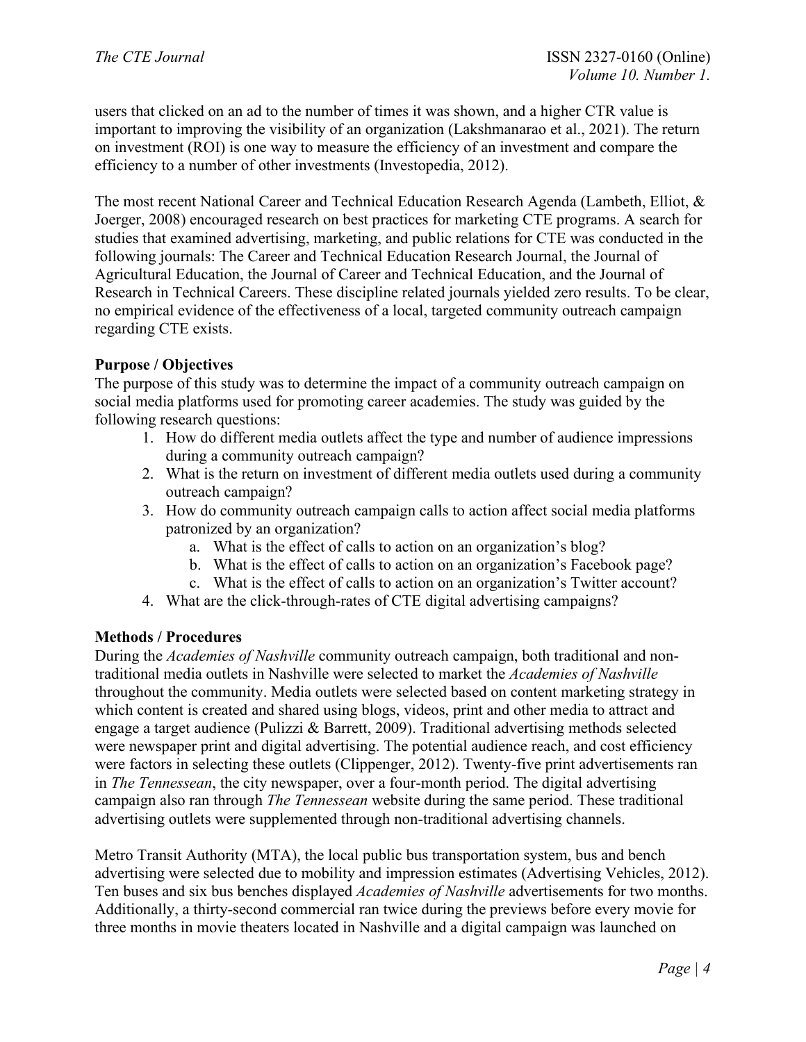users that clicked on an ad to the number of times it was shown, and a higher CTR value is important to improving the visibility of an organization (Lakshmanarao et al., 2021). The return on investment (ROI) is one way to measure the efficiency of an investment and compare the efficiency to a number of other investments (Investopedia, 2012).

The most recent National Career and Technical Education Research Agenda (Lambeth, Elliot, & Joerger, 2008) encouraged research on best practices for marketing CTE programs. A search for studies that examined advertising, marketing, and public relations for CTE was conducted in the following journals: The Career and Technical Education Research Journal, the Journal of Agricultural Education, the Journal of Career and Technical Education, and the Journal of Research in Technical Careers. These discipline related journals yielded zero results. To be clear, no empirical evidence of the effectiveness of a local, targeted community outreach campaign regarding CTE exists.

**Purpose / Objectives**

The purpose of this study was to determine the impact of a community outreach campaign on social media platforms used for promoting career academies. The study was guided by the following research questions:

1. How do different media outlets affect the type and number of audience impressions during a community outreach campaign?
2. What is the return on investment of different media outlets used during a community outreach campaign?
3. How do community outreach campaign calls to action affect social media platforms patronized by an organization?
    a. What is the effect of calls to action on an organization's blog?
    b. What is the effect of calls to action on an organization's Facebook page?
    c. What is the effect of calls to action on an organization's Twitter account?
4. What are the click-through-rates of CTE digital advertising campaigns?

**Methods / Procedures**

During the *Academies of Nashville* community outreach campaign, both traditional and non-traditional media outlets in Nashville were selected to market the *Academies of Nashville* throughout the community. Media outlets were selected based on content marketing strategy in which content is created and shared using blogs, videos, print and other media to attract and engage a target audience (Pulizzi & Barrett, 2009). Traditional advertising methods selected were newspaper print and digital advertising. The potential audience reach, and cost efficiency were factors in selecting these outlets (Clippenger, 2012). Twenty-five print advertisements ran in *The Tennessean*, the city newspaper, over a four-month period. The digital advertising campaign also ran through *The Tennessean* website during the same period. These traditional advertising outlets were supplemented through non-traditional advertising channels.

Metro Transit Authority (MTA), the local public bus transportation system, bus and bench advertising were selected due to mobility and impression estimates (Advertising Vehicles, 2012). Ten buses and six bus benches displayed *Academies of Nashville* advertisements for two months. Additionally, a thirty-second commercial ran twice during the previews before every movie for three months in movie theaters located in Nashville and a digital campaign was launched on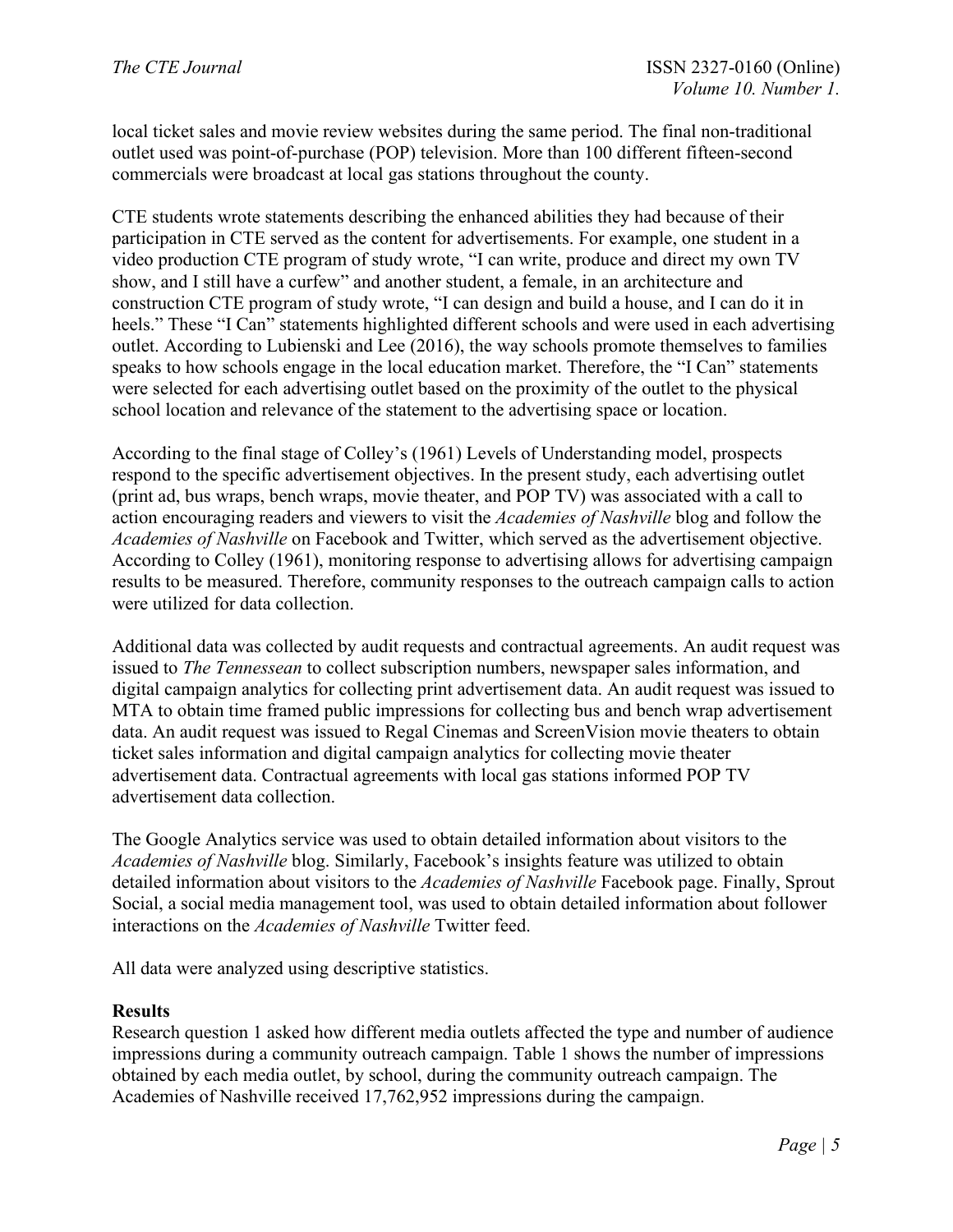local ticket sales and movie review websites during the same period. The final non-traditional outlet used was point-of-purchase (POP) television. More than 100 different fifteen-second commercials were broadcast at local gas stations throughout the county.

CTE students wrote statements describing the enhanced abilities they had because of their participation in CTE served as the content for advertisements. For example, one student in a video production CTE program of study wrote, "I can write, produce and direct my own TV show, and I still have a curfew" and another student, a female, in an architecture and construction CTE program of study wrote, "I can design and build a house, and I can do it in heels." These "I Can" statements highlighted different schools and were used in each advertising outlet. According to Lubienski and Lee (2016), the way schools promote themselves to families speaks to how schools engage in the local education market. Therefore, the "I Can" statements were selected for each advertising outlet based on the proximity of the outlet to the physical school location and relevance of the statement to the advertising space or location.

According to the final stage of Colley's (1961) Levels of Understanding model, prospects respond to the specific advertisement objectives. In the present study, each advertising outlet (print ad, bus wraps, bench wraps, movie theater, and POP TV) was associated with a call to action encouraging readers and viewers to visit the *Academies of Nashville* blog and follow the *Academies of Nashville* on Facebook and Twitter, which served as the advertisement objective. According to Colley (1961), monitoring response to advertising allows for advertising campaign results to be measured. Therefore, community responses to the outreach campaign calls to action were utilized for data collection.

Additional data was collected by audit requests and contractual agreements. An audit request was issued to *The Tennessean* to collect subscription numbers, newspaper sales information, and digital campaign analytics for collecting print advertisement data. An audit request was issued to MTA to obtain time framed public impressions for collecting bus and bench wrap advertisement data. An audit request was issued to Regal Cinemas and ScreenVision movie theaters to obtain ticket sales information and digital campaign analytics for collecting movie theater advertisement data. Contractual agreements with local gas stations informed POP TV advertisement data collection.

The Google Analytics service was used to obtain detailed information about visitors to the *Academies of Nashville* blog. Similarly, Facebook's insights feature was utilized to obtain detailed information about visitors to the *Academies of Nashville* Facebook page. Finally, Sprout Social, a social media management tool, was used to obtain detailed information about follower interactions on the *Academies of Nashville* Twitter feed.

All data were analyzed using descriptive statistics.

## Results

Research question 1 asked how different media outlets affected the type and number of audience impressions during a community outreach campaign. Table 1 shows the number of impressions obtained by each media outlet, by school, during the community outreach campaign. The Academies of Nashville received 17,762,952 impressions during the campaign.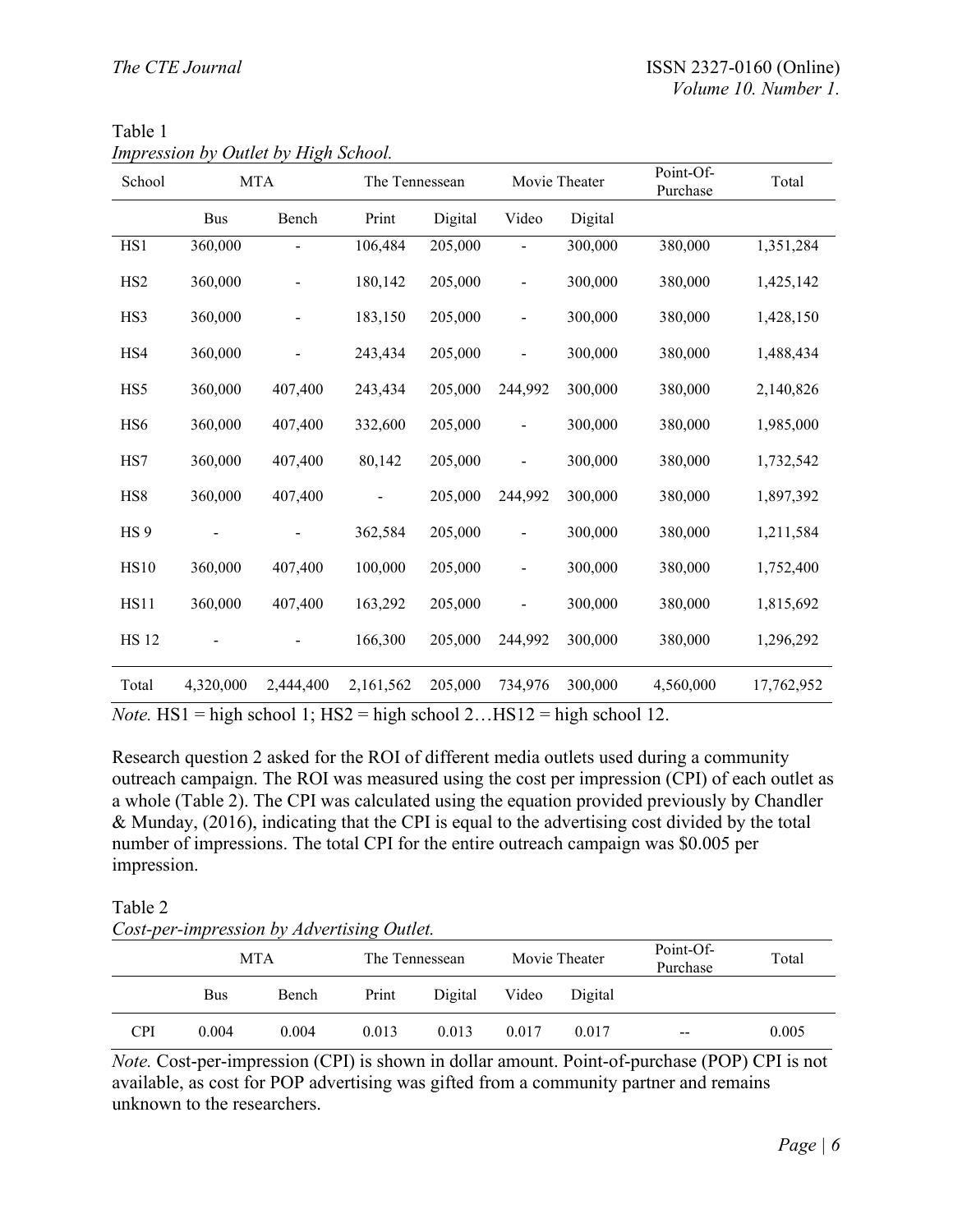Table 1

*Impression by Outlet by High School.*

| School | MTA | | The Tennessean | | Movie Theater | | Point-Of-Purchase | Total |
|---|---|---|---|---|---|---|---|---|
| | Bus | Bench | Print | Digital | Video | Digital | | |
| HS1 | 360,000 | - | 106,484 | 205,000 | - | 300,000 | 380,000 | 1,351,284 |
| HS2 | 360,000 | - | 180,142 | 205,000 | - | 300,000 | 380,000 | 1,425,142 |
| HS3 | 360,000 | - | 183,150 | 205,000 | - | 300,000 | 380,000 | 1,428,150 |
| HS4 | 360,000 | - | 243,434 | 205,000 | - | 300,000 | 380,000 | 1,488,434 |
| HS5 | 360,000 | 407,400 | 243,434 | 205,000 | 244,992 | 300,000 | 380,000 | 2,140,826 |
| HS6 | 360,000 | 407,400 | 332,600 | 205,000 | - | 300,000 | 380,000 | 1,985,000 |
| HS7 | 360,000 | 407,400 | 80,142 | 205,000 | - | 300,000 | 380,000 | 1,732,542 |
| HS8 | 360,000 | 407,400 | - | 205,000 | 244,992 | 300,000 | 380,000 | 1,897,392 |
| HS 9 | - | - | 362,584 | 205,000 | - | 300,000 | 380,000 | 1,211,584 |
| HS10 | 360,000 | 407,400 | 100,000 | 205,000 | - | 300,000 | 380,000 | 1,752,400 |
| HS11 | 360,000 | 407,400 | 163,292 | 205,000 | - | 300,000 | 380,000 | 1,815,692 |
| HS 12 | - | - | 166,300 | 205,000 | 244,992 | 300,000 | 380,000 | 1,296,292 |
| Total | 4,320,000 | 2,444,400 | 2,161,562 | 205,000 | 734,976 | 300,000 | 4,560,000 | 17,762,952 |

*Note.* HS1 = high school 1; HS2 = high school 2…HS12 = high school 12.

Research question 2 asked for the ROI of different media outlets used during a community outreach campaign. The ROI was measured using the cost per impression (CPI) of each outlet as a whole (Table 2). The CPI was calculated using the equation provided previously by Chandler & Munday, (2016), indicating that the CPI is equal to the advertising cost divided by the total number of impressions. The total CPI for the entire outreach campaign was $0.005 per impression.

Table 2

*Cost-per-impression by Advertising Outlet.*

| | MTA | | The Tennessean | | Movie Theater | | Point-Of-Purchase | Total |
|---|---|---|---|---|---|---|---|---|
| | Bus | Bench | Print | Digital | Video | Digital | | |
| CPI | 0.004 | 0.004 | 0.013 | 0.013 | 0.017 | 0.017 | -- | 0.005 |

*Note.* Cost-per-impression (CPI) is shown in dollar amount. Point-of-purchase (POP) CPI is not available, as cost for POP advertising was gifted from a community partner and remains unknown to the researchers.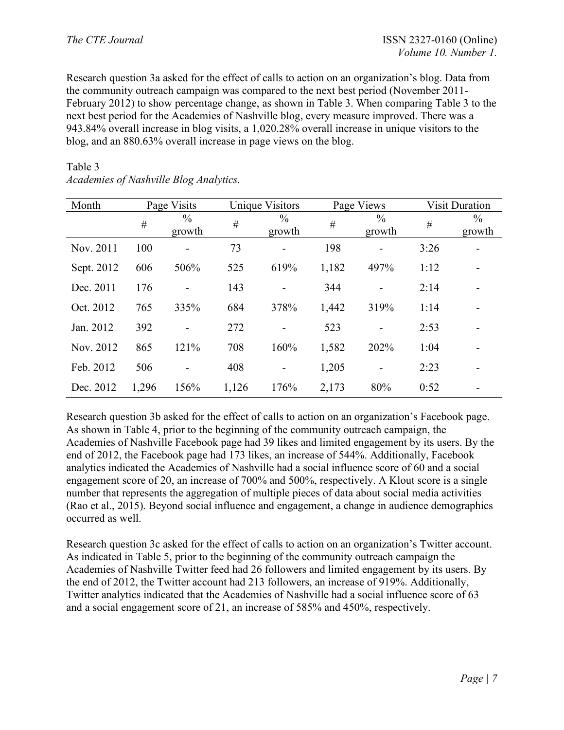Research question 3a asked for the effect of calls to action on an organization's blog. Data from the community outreach campaign was compared to the next best period (November 2011-February 2012) to show percentage change, as shown in Table 3. When comparing Table 3 to the next best period for the Academies of Nashville blog, every measure improved. There was a 943.84% overall increase in blog visits, a 1,020.28% overall increase in unique visitors to the blog, and an 880.63% overall increase in page views on the blog.

Table 3
*Academies of Nashville Blog Analytics.*

| Month | Page Visits | | Unique Visitors | | Page Views | | Visit Duration | |
|---|---|---|---|---|---|---|---|---|
| | # | % growth | # | % growth | # | % growth | # | % growth |
| Nov. 2011 | 100 | - | 73 | - | 198 | - | 3:26 | - |
| Sept. 2012 | 606 | 506% | 525 | 619% | 1,182 | 497% | 1:12 | - |
| Dec. 2011 | 176 | - | 143 | - | 344 | - | 2:14 | - |
| Oct. 2012 | 765 | 335% | 684 | 378% | 1,442 | 319% | 1:14 | - |
| Jan. 2012 | 392 | - | 272 | - | 523 | - | 2:53 | - |
| Nov. 2012 | 865 | 121% | 708 | 160% | 1,582 | 202% | 1:04 | - |
| Feb. 2012 | 506 | - | 408 | - | 1,205 | - | 2:23 | - |
| Dec. 2012 | 1,296 | 156% | 1,126 | 176% | 2,173 | 80% | 0:52 | - |

Research question 3b asked for the effect of calls to action on an organization's Facebook page. As shown in Table 4, prior to the beginning of the community outreach campaign, the Academies of Nashville Facebook page had 39 likes and limited engagement by its users. By the end of 2012, the Facebook page had 173 likes, an increase of 544%. Additionally, Facebook analytics indicated the Academies of Nashville had a social influence score of 60 and a social engagement score of 20, an increase of 700% and 500%, respectively. A Klout score is a single number that represents the aggregation of multiple pieces of data about social media activities (Rao et al., 2015). Beyond social influence and engagement, a change in audience demographics occurred as well.

Research question 3c asked for the effect of calls to action on an organization's Twitter account. As indicated in Table 5, prior to the beginning of the community outreach campaign the Academies of Nashville Twitter feed had 26 followers and limited engagement by its users. By the end of 2012, the Twitter account had 213 followers, an increase of 919%. Additionally, Twitter analytics indicated that the Academies of Nashville had a social influence score of 63 and a social engagement score of 21, an increase of 585% and 450%, respectively.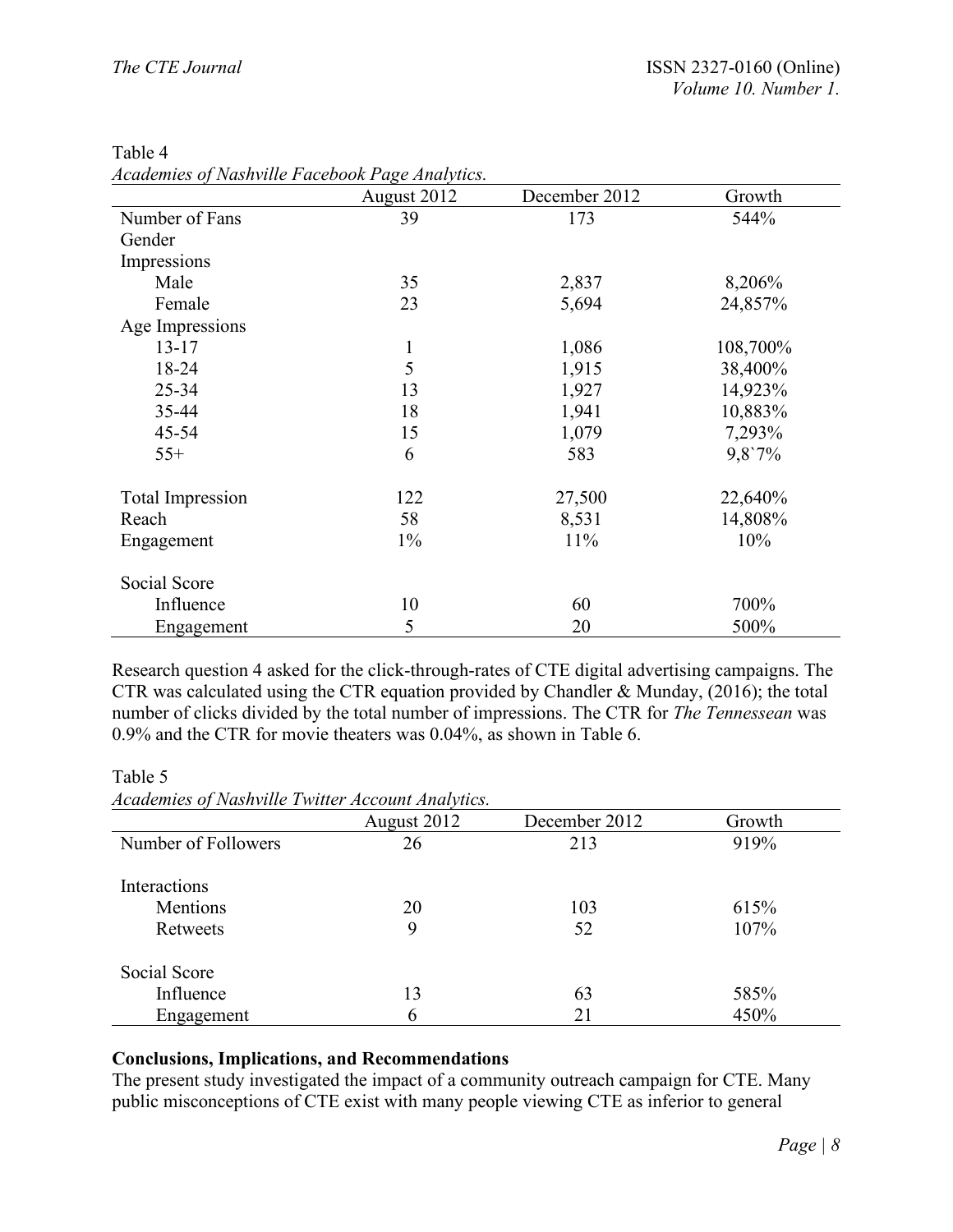Table 4

*Academies of Nashville Facebook Page Analytics.*

| | August 2012 | December 2012 | Growth |
|---|---|---|---|
| Number of Fans | 39 | 173 | 544% |
| Gender | | | |
| Impressions | | | |
| Male | 35 | 2,837 | 8,206% |
| Female | 23 | 5,694 | 24,857% |
| Age Impressions | | | |
| 13-17 | 1 | 1,086 | 108,700% |
| 18-24 | 5 | 1,915 | 38,400% |
| 25-34 | 13 | 1,927 | 14,923% |
| 35-44 | 18 | 1,941 | 10,883% |
| 45-54 | 15 | 1,079 | 7,293% |
| 55+ | 6 | 583 | 9,8`7% |
| | | | |
| Total Impression | 122 | 27,500 | 22,640% |
| Reach | 58 | 8,531 | 14,808% |
| Engagement | 1% | 11% | 10% |
| | | | |
| Social Score | | | |
| Influence | 10 | 60 | 700% |
| Engagement | 5 | 20 | 500% |

Research question 4 asked for the click-through-rates of CTE digital advertising campaigns. The CTR was calculated using the CTR equation provided by Chandler & Munday, (2016); the total number of clicks divided by the total number of impressions. The CTR for *The Tennessean* was 0.9% and the CTR for movie theaters was 0.04%, as shown in Table 6.

Table 5

*Academies of Nashville Twitter Account Analytics.*

| | August 2012 | December 2012 | Growth |
|---|---|---|---|
| Number of Followers | 26 | 213 | 919% |
| | | | |
| Interactions | | | |
| Mentions | 20 | 103 | 615% |
| Retweets | 9 | 52 | 107% |
| | | | |
| Social Score | | | |
| Influence | 13 | 63 | 585% |
| Engagement | 6 | 21 | 450% |

**Conclusions, Implications, and Recommendations**

The present study investigated the impact of a community outreach campaign for CTE. Many public misconceptions of CTE exist with many people viewing CTE as inferior to general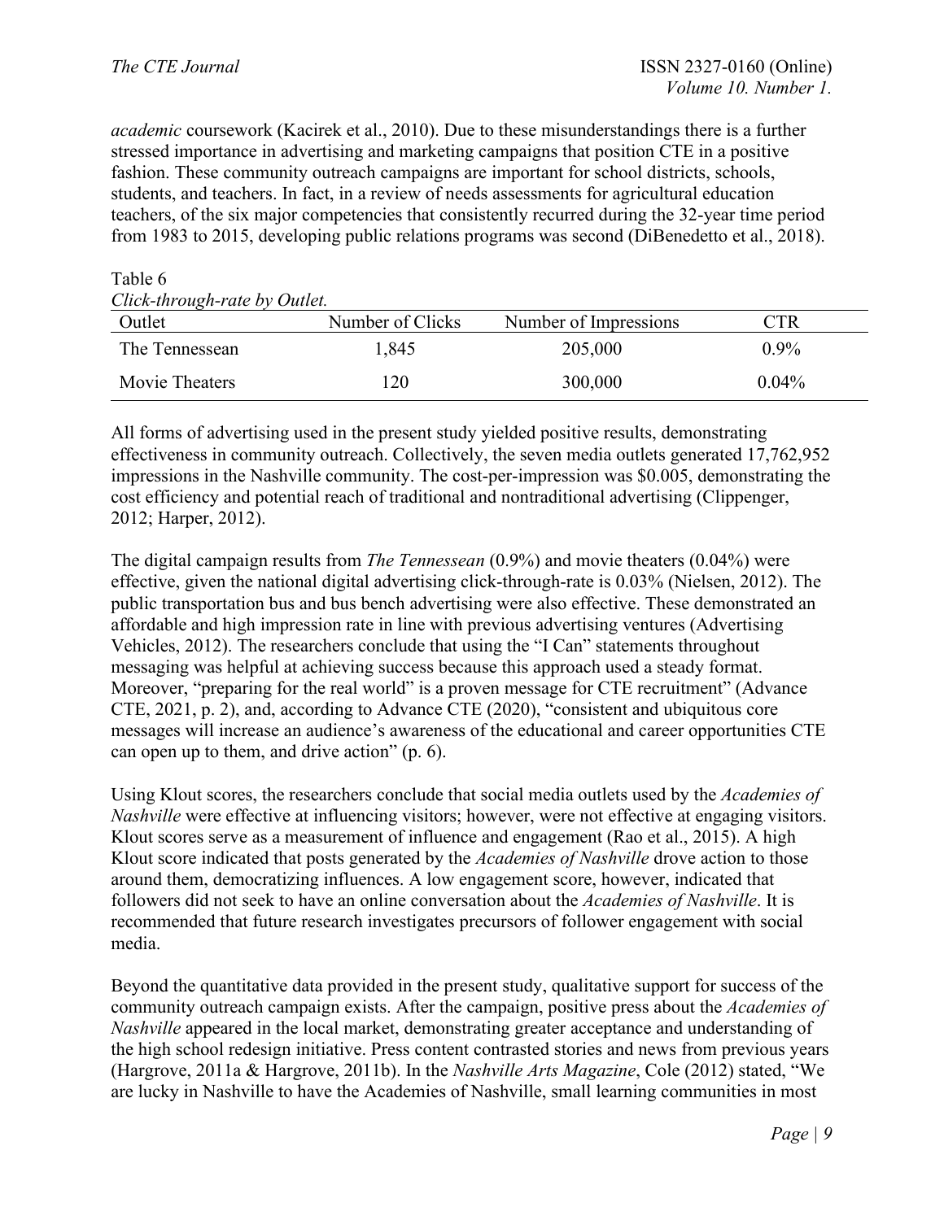*academic* coursework (Kacirek et al., 2010). Due to these misunderstandings there is a further stressed importance in advertising and marketing campaigns that position CTE in a positive fashion. These community outreach campaigns are important for school districts, schools, students, and teachers. In fact, in a review of needs assessments for agricultural education teachers, of the six major competencies that consistently recurred during the 32-year time period from 1983 to 2015, developing public relations programs was second (DiBenedetto et al., 2018).

Table 6
*Click-through-rate by Outlet.*

| Outlet | Number of Clicks | Number of Impressions | CTR |
|---|---|---|---|
| The Tennessean | 1,845 | 205,000 | 0.9% |
| Movie Theaters | 120 | 300,000 | 0.04% |

All forms of advertising used in the present study yielded positive results, demonstrating effectiveness in community outreach. Collectively, the seven media outlets generated 17,762,952 impressions in the Nashville community. The cost-per-impression was $0.005, demonstrating the cost efficiency and potential reach of traditional and nontraditional advertising (Clippenger, 2012; Harper, 2012).

The digital campaign results from *The Tennessean* (0.9%) and movie theaters (0.04%) were effective, given the national digital advertising click-through-rate is 0.03% (Nielsen, 2012). The public transportation bus and bus bench advertising were also effective. These demonstrated an affordable and high impression rate in line with previous advertising ventures (Advertising Vehicles, 2012). The researchers conclude that using the "I Can" statements throughout messaging was helpful at achieving success because this approach used a steady format. Moreover, "preparing for the real world" is a proven message for CTE recruitment" (Advance CTE, 2021, p. 2), and, according to Advance CTE (2020), "consistent and ubiquitous core messages will increase an audience's awareness of the educational and career opportunities CTE can open up to them, and drive action" (p. 6).

Using Klout scores, the researchers conclude that social media outlets used by the *Academies of Nashville* were effective at influencing visitors; however, were not effective at engaging visitors. Klout scores serve as a measurement of influence and engagement (Rao et al., 2015). A high Klout score indicated that posts generated by the *Academies of Nashville* drove action to those around them, democratizing influences. A low engagement score, however, indicated that followers did not seek to have an online conversation about the *Academies of Nashville*. It is recommended that future research investigates precursors of follower engagement with social media.

Beyond the quantitative data provided in the present study, qualitative support for success of the community outreach campaign exists. After the campaign, positive press about the *Academies of Nashville* appeared in the local market, demonstrating greater acceptance and understanding of the high school redesign initiative. Press content contrasted stories and news from previous years (Hargrove, 2011a & Hargrove, 2011b). In the *Nashville Arts Magazine*, Cole (2012) stated, "We are lucky in Nashville to have the Academies of Nashville, small learning communities in most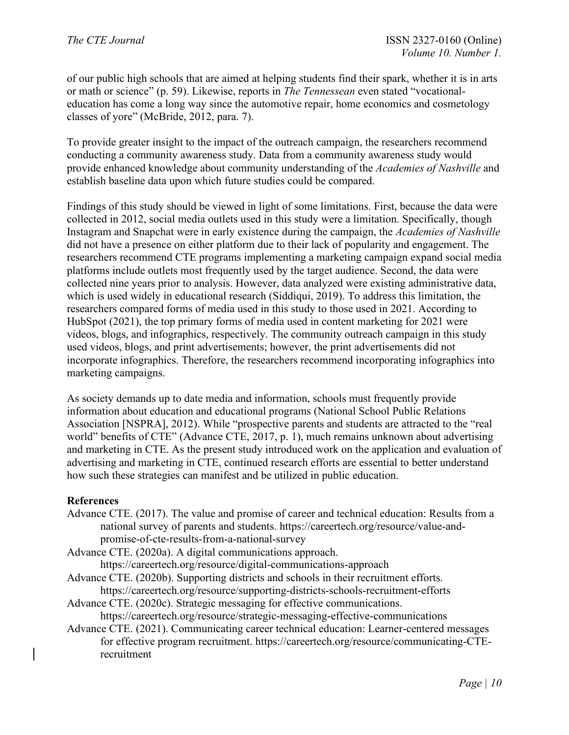of our public high schools that are aimed at helping students find their spark, whether it is in arts or math or science" (p. 59). Likewise, reports in *The Tennessean* even stated "vocational-education has come a long way since the automotive repair, home economics and cosmetology classes of yore" (McBride, 2012, para. 7).

To provide greater insight to the impact of the outreach campaign, the researchers recommend conducting a community awareness study. Data from a community awareness study would provide enhanced knowledge about community understanding of the *Academies of Nashville* and establish baseline data upon which future studies could be compared.

Findings of this study should be viewed in light of some limitations. First, because the data were collected in 2012, social media outlets used in this study were a limitation. Specifically, though Instagram and Snapchat were in early existence during the campaign, the *Academies of Nashville* did not have a presence on either platform due to their lack of popularity and engagement. The researchers recommend CTE programs implementing a marketing campaign expand social media platforms include outlets most frequently used by the target audience. Second, the data were collected nine years prior to analysis. However, data analyzed were existing administrative data, which is used widely in educational research (Siddiqui, 2019). To address this limitation, the researchers compared forms of media used in this study to those used in 2021. According to HubSpot (2021), the top primary forms of media used in content marketing for 2021 were videos, blogs, and infographics, respectively. The community outreach campaign in this study used videos, blogs, and print advertisements; however, the print advertisements did not incorporate infographics. Therefore, the researchers recommend incorporating infographics into marketing campaigns.

As society demands up to date media and information, schools must frequently provide information about education and educational programs (National School Public Relations Association [NSPRA], 2012). While "prospective parents and students are attracted to the "real world" benefits of CTE" (Advance CTE, 2017, p. 1), much remains unknown about advertising and marketing in CTE. As the present study introduced work on the application and evaluation of advertising and marketing in CTE, continued research efforts are essential to better understand how such these strategies can manifest and be utilized in public education.

**References**

Advance CTE. (2017). The value and promise of career and technical education: Results from a national survey of parents and students. https://careertech.org/resource/value-and-promise-of-cte-results-from-a-national-survey

Advance CTE. (2020a). A digital communications approach. https://careertech.org/resource/digital-communications-approach

Advance CTE. (2020b). Supporting districts and schools in their recruitment efforts. https://careertech.org/resource/supporting-districts-schools-recruitment-efforts

Advance CTE. (2020c). Strategic messaging for effective communications. https://careertech.org/resource/strategic-messaging-effective-communications

Advance CTE. (2021). Communicating career technical education: Learner-centered messages for effective program recruitment. https://careertech.org/resource/communicating-CTE-recruitment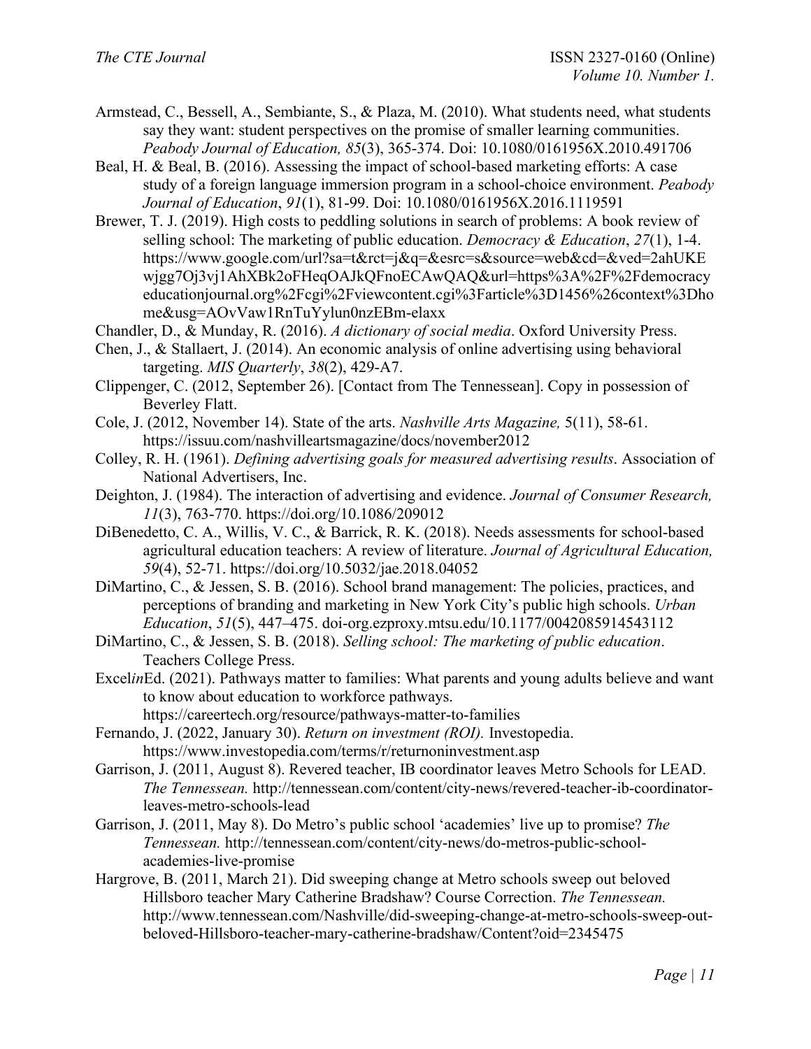Armstead, C., Bessell, A., Sembiante, S., & Plaza, M. (2010). What students need, what students say they want: student perspectives on the promise of smaller learning communities. *Peabody Journal of Education, 85*(3), 365-374. Doi: 10.1080/0161956X.2010.491706

Beal, H. & Beal, B. (2016). Assessing the impact of school-based marketing efforts: A case study of a foreign language immersion program in a school-choice environment. *Peabody Journal of Education*, *91*(1), 81-99. Doi: 10.1080/0161956X.2016.1119591

Brewer, T. J. (2019). High costs to peddling solutions in search of problems: A book review of selling school: The marketing of public education. *Democracy & Education*, *27*(1), 1-4. https://www.google.com/url?sa=t&rct=j&q=&esrc=s&source=web&cd=&ved=2ahUKEwjgg7Oj3vj1AhXBk2oFHeqOAJkQFnoECAwQAQ&url=https%3A%2F%2Fdemocracyeducationjournal.org%2Fcgi%2Fviewcontent.cgi%3Farticle%3D1456%26context%3Dhome&usg=AOvVaw1RnTuYylun0nzEBm-elaxx

Chandler, D., & Munday, R. (2016). *A dictionary of social media*. Oxford University Press.

Chen, J., & Stallaert, J. (2014). An economic analysis of online advertising using behavioral targeting. *MIS Quarterly*, *38*(2), 429-A7.

Clippenger, C. (2012, September 26). [Contact from The Tennessean]. Copy in possession of Beverley Flatt.

Cole, J. (2012, November 14). State of the arts. *Nashville Arts Magazine,* 5(11), 58-61. https://issuu.com/nashvilleartsmagazine/docs/november2012

Colley, R. H. (1961). *Defining advertising goals for measured advertising results*. Association of National Advertisers, Inc.

Deighton, J. (1984). The interaction of advertising and evidence. *Journal of Consumer Research, 11*(3), 763-770. https://doi.org/10.1086/209012

DiBenedetto, C. A., Willis, V. C., & Barrick, R. K. (2018). Needs assessments for school-based agricultural education teachers: A review of literature. *Journal of Agricultural Education, 59*(4), 52-71. https://doi.org/10.5032/jae.2018.04052

DiMartino, C., & Jessen, S. B. (2016). School brand management: The policies, practices, and perceptions of branding and marketing in New York City's public high schools. *Urban Education*, *51*(5), 447–475. doi-org.ezproxy.mtsu.edu/10.1177/0042085914543112

DiMartino, C., & Jessen, S. B. (2018). *Selling school: The marketing of public education*. Teachers College Press.

Excel*in*Ed. (2021). Pathways matter to families: What parents and young adults believe and want to know about education to workforce pathways. https://careertech.org/resource/pathways-matter-to-families

Fernando, J. (2022, January 30). *Return on investment (ROI).* Investopedia. https://www.investopedia.com/terms/r/returnoninvestment.asp

Garrison, J. (2011, August 8). Revered teacher, IB coordinator leaves Metro Schools for LEAD. *The Tennessean.* http://tennessean.com/content/city-news/revered-teacher-ib-coordinator-leaves-metro-schools-lead

Garrison, J. (2011, May 8). Do Metro's public school 'academies' live up to promise? *The Tennessean.* http://tennessean.com/content/city-news/do-metros-public-school-academies-live-promise

Hargrove, B. (2011, March 21). Did sweeping change at Metro schools sweep out beloved Hillsboro teacher Mary Catherine Bradshaw? Course Correction. *The Tennessean.* http://www.tennessean.com/Nashville/did-sweeping-change-at-metro-schools-sweep-out-beloved-Hillsboro-teacher-mary-catherine-bradshaw/Content?oid=2345475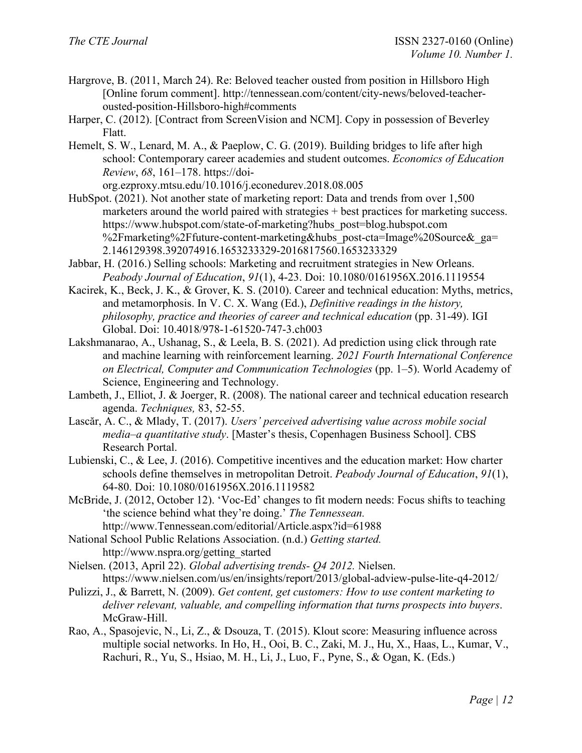Hargrove, B. (2011, March 24). Re: Beloved teacher ousted from position in Hillsboro High [Online forum comment]. http://tennessean.com/content/city-news/beloved-teacher-ousted-position-Hillsboro-high#comments

Harper, C. (2012). [Contract from ScreenVision and NCM]. Copy in possession of Beverley Flatt.

Hemelt, S. W., Lenard, M. A., & Paeplow, C. G. (2019). Building bridges to life after high school: Contemporary career academies and student outcomes. *Economics of Education Review*, *68*, 161–178. https://doi-org.ezproxy.mtsu.edu/10.1016/j.econedurev.2018.08.005

HubSpot. (2021). Not another state of marketing report: Data and trends from over 1,500 marketers around the world paired with strategies + best practices for marketing success. https://www.hubspot.com/state-of-marketing?hubs_post=blog.hubspot.com%2Fmarketing%2Ffuture-content-marketing&hubs_post-cta=Image%20Source&_ga=2.146129398.392074916.1653233329-2016817560.1653233329

Jabbar, H. (2016.) Selling schools: Marketing and recruitment strategies in New Orleans. *Peabody Journal of Education*, *91*(1), 4-23. Doi: 10.1080/0161956X.2016.1119554

Kacirek, K., Beck, J. K., & Grover, K. S. (2010). Career and technical education: Myths, metrics, and metamorphosis. In V. C. X. Wang (Ed.), *Definitive readings in the history, philosophy, practice and theories of career and technical education* (pp. 31-49). IGI Global. Doi: 10.4018/978-1-61520-747-3.ch003

Lakshmanarao, A., Ushanag, S., & Leela, B. S. (2021). Ad prediction using click through rate and machine learning with reinforcement learning. *2021 Fourth International Conference on Electrical, Computer and Communication Technologies* (pp. 1–5). World Academy of Science, Engineering and Technology.

Lambeth, J., Elliot, J. & Joerger, R. (2008). The national career and technical education research agenda. *Techniques,* 83, 52-55.

Lascăr, A. C., & Mlady, T. (2017). *Users' perceived advertising value across mobile social media–a quantitative study*. [Master's thesis, Copenhagen Business School]. CBS Research Portal.

Lubienski, C., & Lee, J. (2016). Competitive incentives and the education market: How charter schools define themselves in metropolitan Detroit. *Peabody Journal of Education*, *91*(1), 64-80. Doi: 10.1080/0161956X.2016.1119582

McBride, J. (2012, October 12). 'Voc-Ed' changes to fit modern needs: Focus shifts to teaching 'the science behind what they're doing.' *The Tennessean.* http://www.Tennessean.com/editorial/Article.aspx?id=61988

National School Public Relations Association. (n.d.) *Getting started.* http://www.nspra.org/getting_started

Nielsen. (2013, April 22). *Global advertising trends- Q4 2012.* Nielsen. https://www.nielsen.com/us/en/insights/report/2013/global-adview-pulse-lite-q4-2012/

Pulizzi, J., & Barrett, N. (2009). *Get content, get customers: How to use content marketing to deliver relevant, valuable, and compelling information that turns prospects into buyers*. McGraw-Hill.

Rao, A., Spasojevic, N., Li, Z., & Dsouza, T. (2015). Klout score: Measuring influence across multiple social networks. In Ho, H., Ooi, B. C., Zaki, M. J., Hu, X., Haas, L., Kumar, V., Rachuri, R., Yu, S., Hsiao, M. H., Li, J., Luo, F., Pyne, S., & Ogan, K. (Eds.)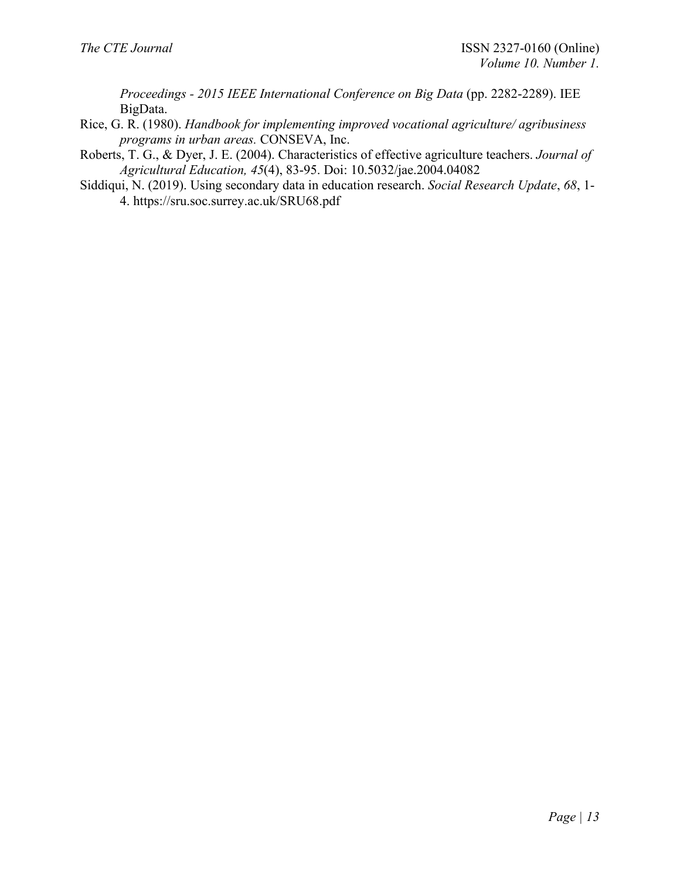*Proceedings - 2015 IEEE International Conference on Big Data* (pp. 2282-2289). IEE BigData.

Rice, G. R. (1980). *Handbook for implementing improved vocational agriculture/ agribusiness programs in urban areas.* CONSEVA, Inc.

Roberts, T. G., & Dyer, J. E. (2004). Characteristics of effective agriculture teachers. *Journal of Agricultural Education, 45*(4), 83-95. Doi: 10.5032/jae.2004.04082

Siddiqui, N. (2019). Using secondary data in education research. *Social Research Update*, *68*, 1-4. https://sru.soc.surrey.ac.uk/SRU68.pdf